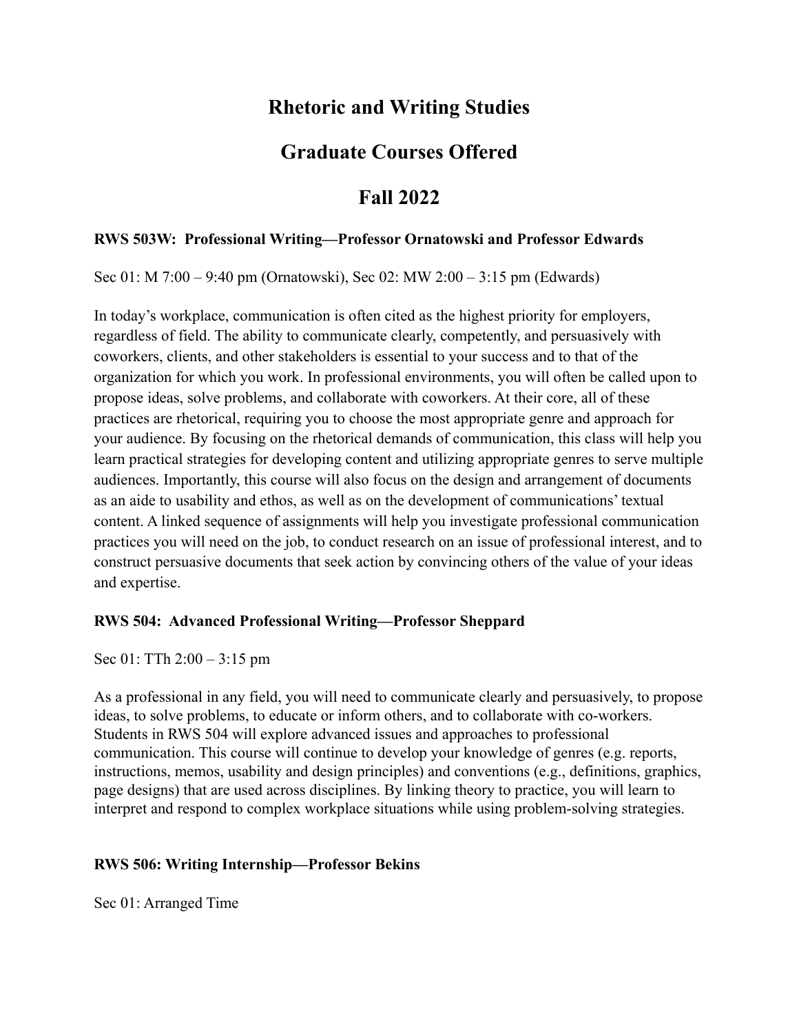# Rhetoric and Writing Studies

# Graduate Courses Offered

# Fall 2022

**RWS 503W: Professional Writing—Professor Ornatowski and Professor Edwards**

Sec 01: M 7:00 – 9:40 pm (Ornatowski), Sec 02: MW 2:00 – 3:15 pm (Edwards)

In today's workplace, communication is often cited as the highest priority for employers, regardless of field. The ability to communicate clearly, competently, and persuasively with coworkers, clients, and other stakeholders is essential to your success and to that of the organization for which you work. In professional environments, you will often be called upon to propose ideas, solve problems, and collaborate with coworkers. At their core, all of these practices are rhetorical, requiring you to choose the most appropriate genre and approach for your audience. By focusing on the rhetorical demands of communication, this class will help you learn practical strategies for developing content and utilizing appropriate genres to serve multiple audiences. Importantly, this course will also focus on the design and arrangement of documents as an aide to usability and ethos, as well as on the development of communications' textual content. A linked sequence of assignments will help you investigate professional communication practices you will need on the job, to conduct research on an issue of professional interest, and to construct persuasive documents that seek action by convincing others of the value of your ideas and expertise.

**RWS 504: Advanced Professional Writing—Professor Sheppard**

Sec 01: TTh 2:00 – 3:15 pm

As a professional in any field, you will need to communicate clearly and persuasively, to propose ideas, to solve problems, to educate or inform others, and to collaborate with co-workers. Students in RWS 504 will explore advanced issues and approaches to professional communication. This course will continue to develop your knowledge of genres (e.g. reports, instructions, memos, usability and design principles) and conventions (e.g., definitions, graphics, page designs) that are used across disciplines. By linking theory to practice, you will learn to interpret and respond to complex workplace situations while using problem-solving strategies.

**RWS 506: Writing Internship—Professor Bekins**

Sec 01: Arranged Time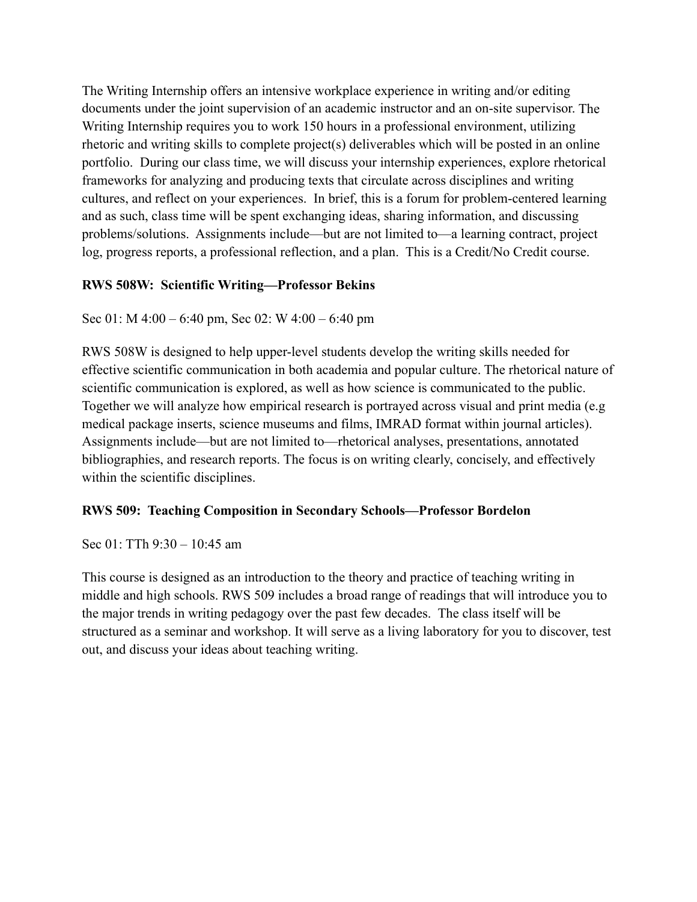The Writing Internship offers an intensive workplace experience in writing and/or editing documents under the joint supervision of an academic instructor and an on-site supervisor. The Writing Internship requires you to work 150 hours in a professional environment, utilizing rhetoric and writing skills to complete project(s) deliverables which will be posted in an online portfolio. During our class time, we will discuss your internship experiences, explore rhetorical frameworks for analyzing and producing texts that circulate across disciplines and writing cultures, and reflect on your experiences. In brief, this is a forum for problem-centered learning and as such, class time will be spent exchanging ideas, sharing information, and discussing problems/solutions. Assignments include—but are not limited to—a learning contract, project log, progress reports, a professional reflection, and a plan. This is a Credit/No Credit course.

**RWS 508W: Scientific Writing—Professor Bekins**

Sec 01: M 4:00 – 6:40 pm, Sec 02: W 4:00 – 6:40 pm

RWS 508W is designed to help upper-level students develop the writing skills needed for effective scientific communication in both academia and popular culture. The rhetorical nature of scientific communication is explored, as well as how science is communicated to the public. Together we will analyze how empirical research is portrayed across visual and print media (e.g medical package inserts, science museums and films, IMRAD format within journal articles). Assignments include—but are not limited to—rhetorical analyses, presentations, annotated bibliographies, and research reports. The focus is on writing clearly, concisely, and effectively within the scientific disciplines.

**RWS 509: Teaching Composition in Secondary Schools—Professor Bordelon**

Sec 01: TTh 9:30 – 10:45 am

This course is designed as an introduction to the theory and practice of teaching writing in middle and high schools. RWS 509 includes a broad range of readings that will introduce you to the major trends in writing pedagogy over the past few decades. The class itself will be structured as a seminar and workshop. It will serve as a living laboratory for you to discover, test out, and discuss your ideas about teaching writing.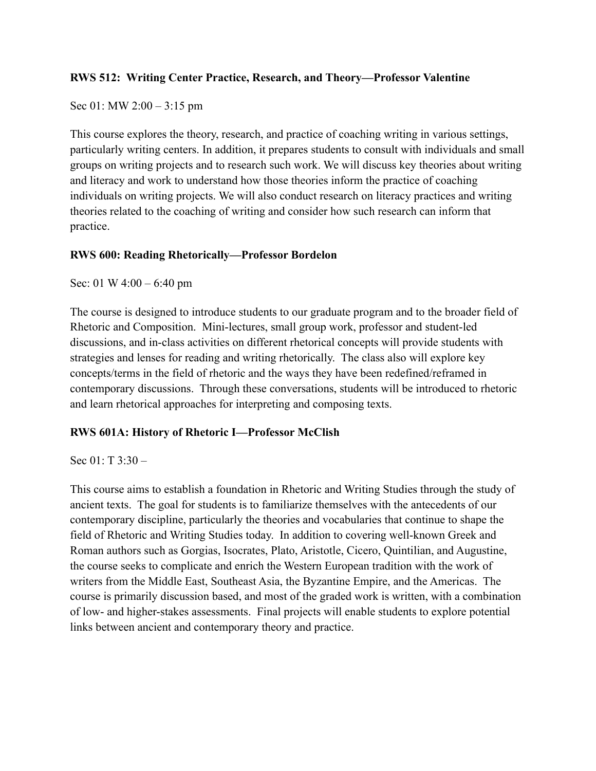**RWS 512: Writing Center Practice, Research, and Theory—Professor Valentine**

Sec 01: MW 2:00 – 3:15 pm

This course explores the theory, research, and practice of coaching writing in various settings, particularly writing centers. In addition, it prepares students to consult with individuals and small groups on writing projects and to research such work. We will discuss key theories about writing and literacy and work to understand how those theories inform the practice of coaching individuals on writing projects. We will also conduct research on literacy practices and writing theories related to the coaching of writing and consider how such research can inform that practice.

**RWS 600: Reading Rhetorically—Professor Bordelon**

Sec: 01 W 4:00 – 6:40 pm

The course is designed to introduce students to our graduate program and to the broader field of Rhetoric and Composition. Mini-lectures, small group work, professor and student-led discussions, and in-class activities on different rhetorical concepts will provide students with strategies and lenses for reading and writing rhetorically. The class also will explore key concepts/terms in the field of rhetoric and the ways they have been redefined/reframed in contemporary discussions. Through these conversations, students will be introduced to rhetoric and learn rhetorical approaches for interpreting and composing texts.

**RWS 601A: History of Rhetoric I—Professor McClish**

Sec 01: T 3:30 –

This course aims to establish a foundation in Rhetoric and Writing Studies through the study of ancient texts. The goal for students is to familiarize themselves with the antecedents of our contemporary discipline, particularly the theories and vocabularies that continue to shape the field of Rhetoric and Writing Studies today. In addition to covering well-known Greek and Roman authors such as Gorgias, Isocrates, Plato, Aristotle, Cicero, Quintilian, and Augustine, the course seeks to complicate and enrich the Western European tradition with the work of writers from the Middle East, Southeast Asia, the Byzantine Empire, and the Americas. The course is primarily discussion based, and most of the graded work is written, with a combination of low- and higher-stakes assessments. Final projects will enable students to explore potential links between ancient and contemporary theory and practice.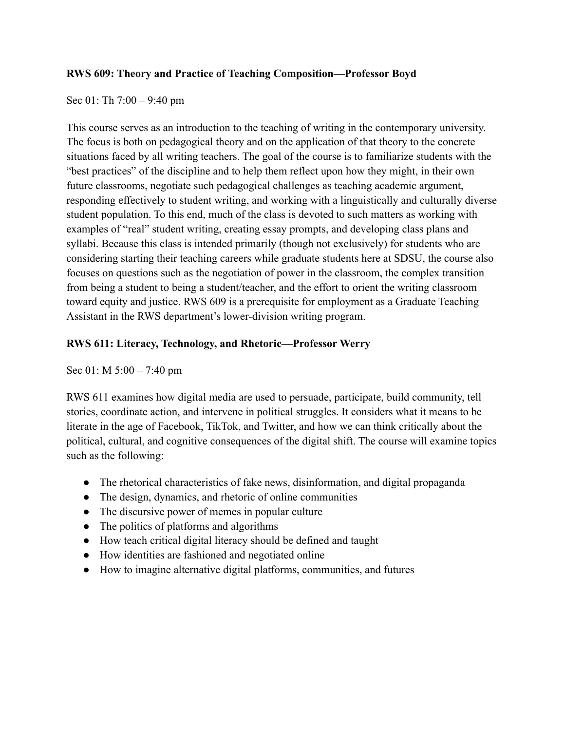**RWS 609: Theory and Practice of Teaching Composition—Professor Boyd**

Sec 01: Th 7:00 – 9:40 pm

This course serves as an introduction to the teaching of writing in the contemporary university. The focus is both on pedagogical theory and on the application of that theory to the concrete situations faced by all writing teachers. The goal of the course is to familiarize students with the "best practices" of the discipline and to help them reflect upon how they might, in their own future classrooms, negotiate such pedagogical challenges as teaching academic argument, responding effectively to student writing, and working with a linguistically and culturally diverse student population. To this end, much of the class is devoted to such matters as working with examples of "real" student writing, creating essay prompts, and developing class plans and syllabi. Because this class is intended primarily (though not exclusively) for students who are considering starting their teaching careers while graduate students here at SDSU, the course also focuses on questions such as the negotiation of power in the classroom, the complex transition from being a student to being a student/teacher, and the effort to orient the writing classroom toward equity and justice. RWS 609 is a prerequisite for employment as a Graduate Teaching Assistant in the RWS department's lower-division writing program.

**RWS 611: Literacy, Technology, and Rhetoric—Professor Werry**

Sec 01: M 5:00 – 7:40 pm

RWS 611 examines how digital media are used to persuade, participate, build community, tell stories, coordinate action, and intervene in political struggles. It considers what it means to be literate in the age of Facebook, TikTok, and Twitter, and how we can think critically about the political, cultural, and cognitive consequences of the digital shift. The course will examine topics such as the following:

- The rhetorical characteristics of fake news, disinformation, and digital propaganda
- The design, dynamics, and rhetoric of online communities
- The discursive power of memes in popular culture
- The politics of platforms and algorithms
- How teach critical digital literacy should be defined and taught
- How identities are fashioned and negotiated online
- How to imagine alternative digital platforms, communities, and futures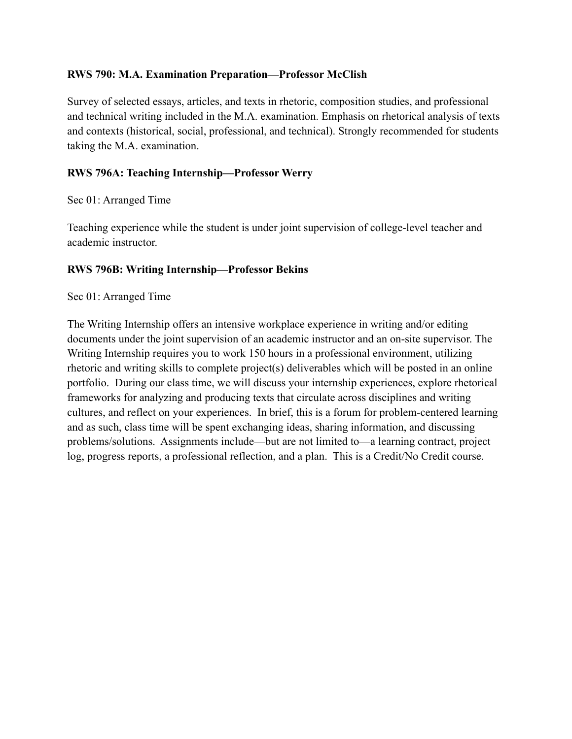**RWS 790: M.A. Examination Preparation—Professor McClish**

Survey of selected essays, articles, and texts in rhetoric, composition studies, and professional and technical writing included in the M.A. examination. Emphasis on rhetorical analysis of texts and contexts (historical, social, professional, and technical). Strongly recommended for students taking the M.A. examination.

**RWS 796A: Teaching Internship—Professor Werry**

Sec 01: Arranged Time

Teaching experience while the student is under joint supervision of college-level teacher and academic instructor.

**RWS 796B: Writing Internship—Professor Bekins**

Sec 01: Arranged Time

The Writing Internship offers an intensive workplace experience in writing and/or editing documents under the joint supervision of an academic instructor and an on-site supervisor. The Writing Internship requires you to work 150 hours in a professional environment, utilizing rhetoric and writing skills to complete project(s) deliverables which will be posted in an online portfolio. During our class time, we will discuss your internship experiences, explore rhetorical frameworks for analyzing and producing texts that circulate across disciplines and writing cultures, and reflect on your experiences. In brief, this is a forum for problem-centered learning and as such, class time will be spent exchanging ideas, sharing information, and discussing problems/solutions. Assignments include—but are not limited to—a learning contract, project log, progress reports, a professional reflection, and a plan. This is a Credit/No Credit course.